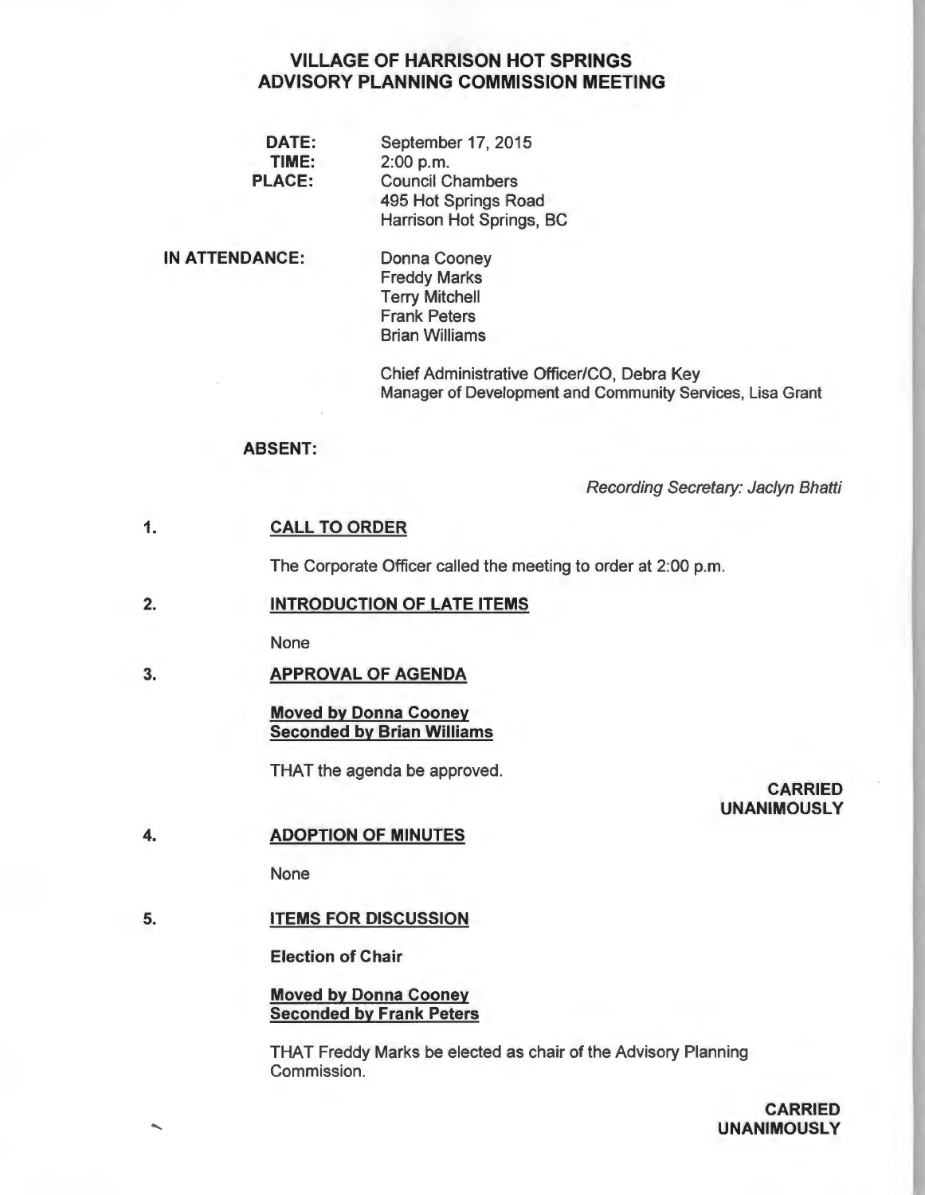# VILLAGE OF HARRISON HOT SPRINGS
# ADVISORY PLANNING COMMISSION MEETING

**DATE:** September 17, 2015
**TIME:** 2:00 p.m.
**PLACE:** Council Chambers
495 Hot Springs Road
Harrison Hot Springs, BC

**IN ATTENDANCE:**
Donna Cooney
Freddy Marks
Terry Mitchell
Frank Peters
Brian Williams

Chief Administrative Officer/CO, Debra Key
Manager of Development and Community Services, Lisa Grant

**ABSENT:**

*Recording Secretary: Jaclyn Bhatti*

1. **CALL TO ORDER**

The Corporate Officer called the meeting to order at 2:00 p.m.

2. **INTRODUCTION OF LATE ITEMS**

None

3. **APPROVAL OF AGENDA**

**Moved by Donna Cooney**
**Seconded by Brian Williams**

THAT the agenda be approved.

**CARRIED UNANIMOUSLY**

4. **ADOPTION OF MINUTES**

None

5. **ITEMS FOR DISCUSSION**

**Election of Chair**

**Moved by Donna Cooney**
**Seconded by Frank Peters**

THAT Freddy Marks be elected as chair of the Advisory Planning Commission.

**CARRIED UNANIMOUSLY**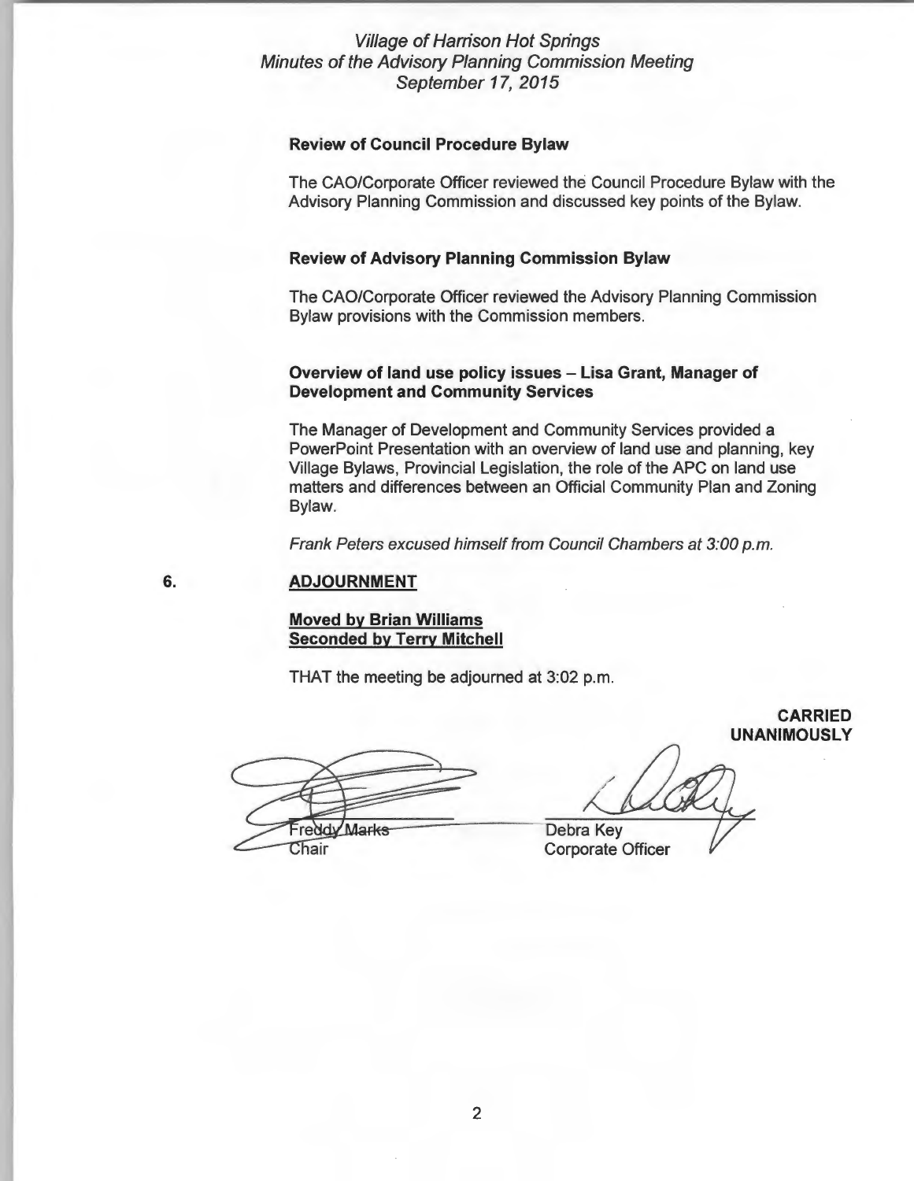**Review of Council Procedure Bylaw**

The CAO/Corporate Officer reviewed the Council Procedure Bylaw with the Advisory Planning Commission and discussed key points of the Bylaw.

**Review of Advisory Planning Commission Bylaw**

The CAO/Corporate Officer reviewed the Advisory Planning Commission Bylaw provisions with the Commission members.

**Overview of land use policy issues – Lisa Grant, Manager of Development and Community Services**

The Manager of Development and Community Services provided a PowerPoint Presentation with an overview of land use and planning, key Village Bylaws, Provincial Legislation, the role of the APC on land use matters and differences between an Official Community Plan and Zoning Bylaw.

*Frank Peters excused himself from Council Chambers at 3:00 p.m.*

## 6. ADJOURNMENT

**Moved by Brian Williams**
**Seconded by Terry Mitchell**

THAT the meeting be adjourned at 3:02 p.m.

**CARRIED UNANIMOUSLY**

Freddy Marks
Chair

Debra Key
Corporate Officer